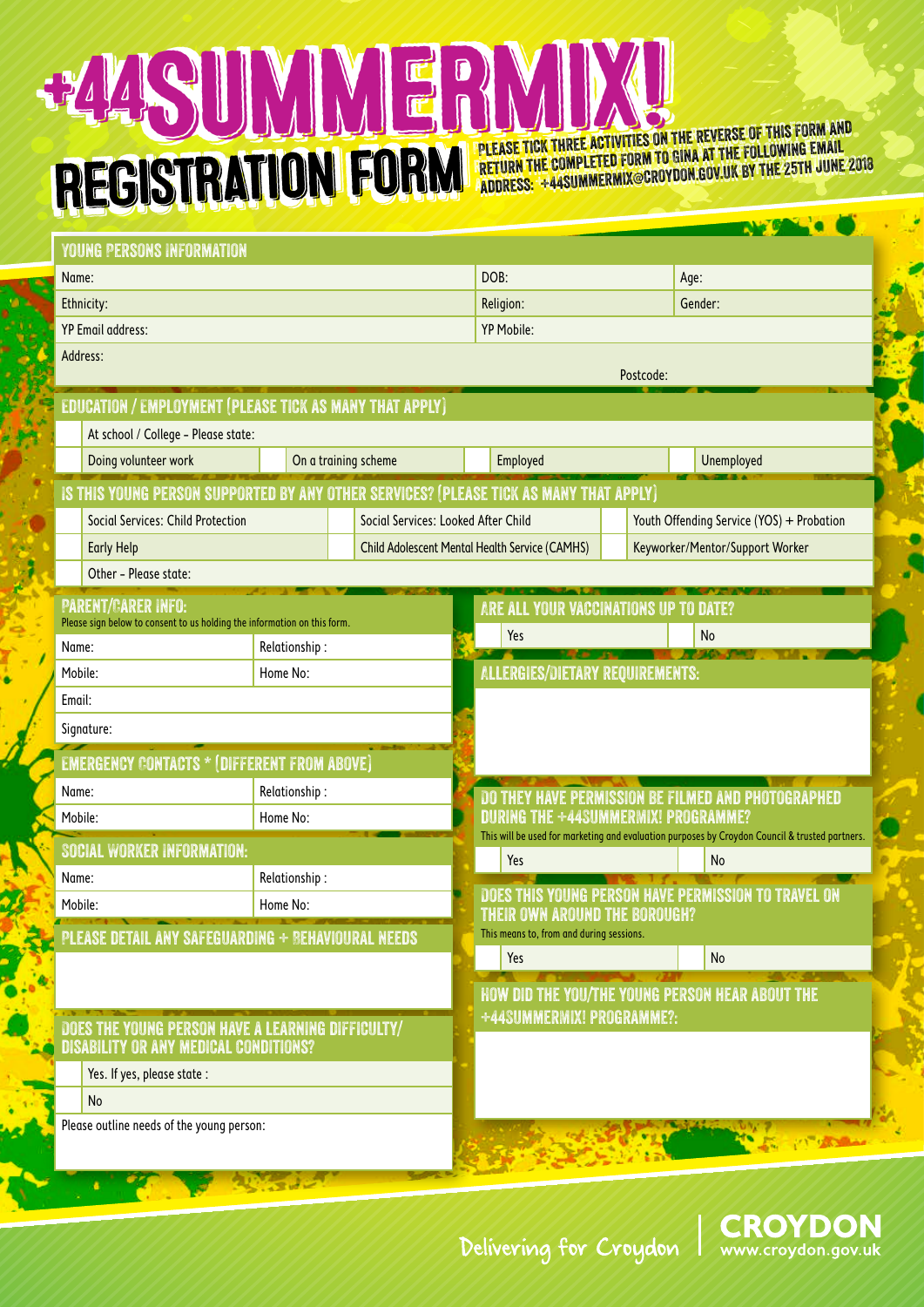# +44SUMMERMIX!

# REGISTRATION FORM

PLEASE TICK THREE ACTIVITIES ON THE REVERSE OF THIS FORM AND RETURN THE COMPLETED FORM TO GINA AT THE FOLLOWING EMAIL ADDRESS: +44SUMMERMIX@CROYDON.GOV.UK BY THE 25TH JUNE 2018

## YOUNG PERSONS INFORMATION

| Name: | DOB: | Age: |
|---|---|---|
| Ethnicity: | Religion: | Gender: |
| YP Email address: | YP Mobile: | |
| Address: | Postcode: | |

## EDUCATION / EMPLOYMENT (PLEASE TICK AS MANY THAT APPLY)

| | | | | | | | |
|---|---|---|---|---|---|---|---|
| | At school / College – Please state: | | | | | | |
| | Doing volunteer work | | On a training scheme | | Employed | | Unemployed |

## IS THIS YOUNG PERSON SUPPORTED BY ANY OTHER SERVICES? (PLEASE TICK AS MANY THAT APPLY)

| | | | | | |
|---|---|---|---|---|---|
| | Social Services: Child Protection | | Social Services: Looked After Child | | Youth Offending Service (YOS) + Probation |
| | Early Help | | Child Adolescent Mental Health Service (CAMHS) | | Keyworker/Mentor/Support Worker |
| | Other – Please state: | | | | |

## PARENT/CARER INFO:

Please sign below to consent to us holding the information on this form.

| Name: | Relationship : |
|---|---|
| Mobile: | Home No: |
| Email: | |
| Signature: | |

## EMERGENCY CONTACTS * (DIFFERENT FROM ABOVE)

| Name: | Relationship : |
|---|---|
| Mobile: | Home No: |

## SOCIAL WORKER INFORMATION:

| Name: | Relationship : |
|---|---|
| Mobile: | Home No: |

## PLEASE DETAIL ANY SAFEGUARDING + BEHAVIOURAL NEEDS

## DOES THE YOUNG PERSON HAVE A LEARNING DIFFICULTY/ DISABILITY OR ANY MEDICAL CONDITIONS?

| | |
|---|---|
| | Yes. If yes, please state : |
| | No |

Please outline needs of the young person:

## ARE ALL YOUR VACCINATIONS UP TO DATE?

| | | | |
|---|---|---|---|
| | Yes | | No |

## ALLERGIES/DIETARY REQUIREMENTS:

## DO THEY HAVE PERMISSION BE FILMED AND PHOTOGRAPHED DURING THE +44SUMMERMIX! PROGRAMME?

This will be used for marketing and evaluation purposes by Croydon Council & trusted partners.

| | | | |
|---|---|---|---|
| | Yes | | No |

## DOES THIS YOUNG PERSON HAVE PERMISSION TO TRAVEL ON THEIR OWN AROUND THE BOROUGH?

This means to, from and during sessions.

| | | | |
|---|---|---|---|
| | Yes | | No |

## HOW DID THE YOU/THE YOUNG PERSON HEAR ABOUT THE +44SUMMERMIX! PROGRAMME?:

Delivering for Croydon | CROYDON www.croydon.gov.uk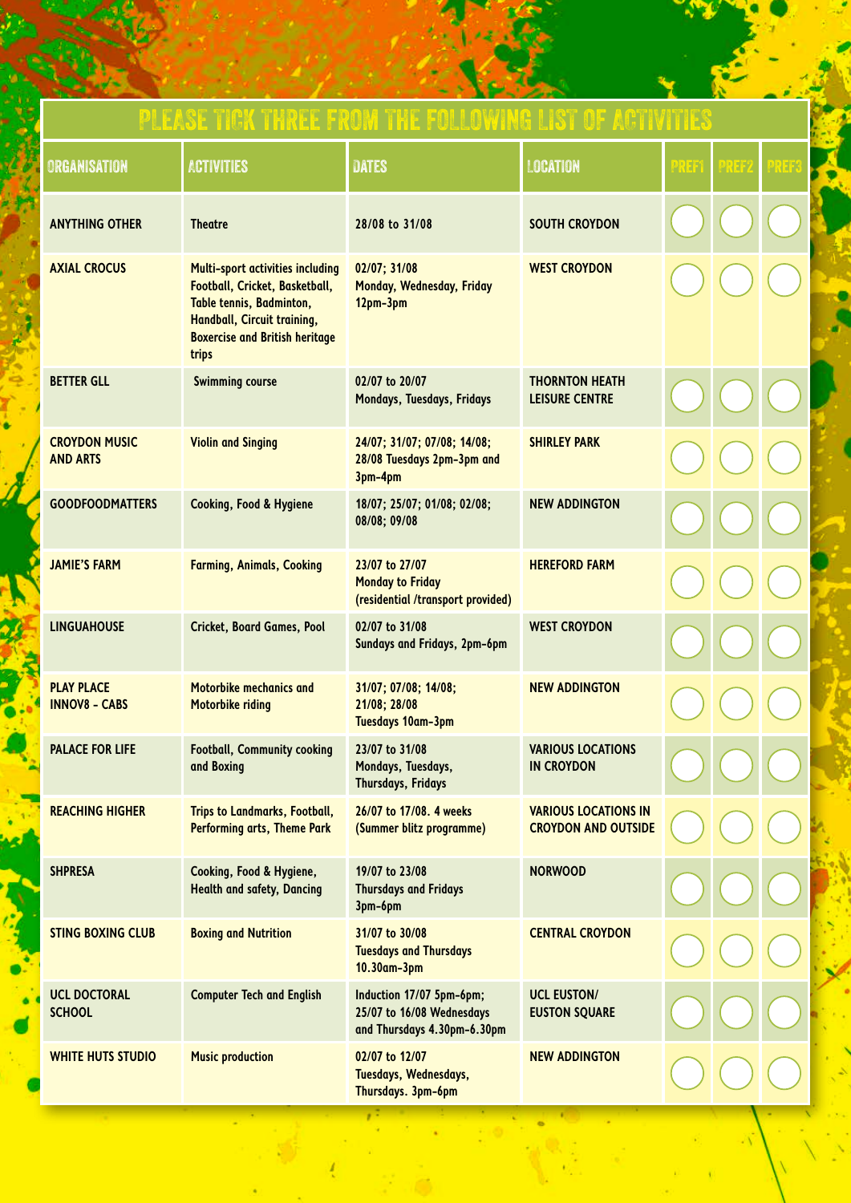## PLEASE TICK THREE FROM THE FOLLOWING LIST OF ACTIVITIES

| ORGANISATION | ACTIVITIES | DATES | LOCATION | PREF1 | PREF2 | PREF3 |
|---|---|---|---|---|---|---|
| ANYTHING OTHER | Theatre | 28/08 to 31/08 | SOUTH CROYDON | | | |
| AXIAL CROCUS | Multi-sport activities including Football, Cricket, Basketball, Table tennis, Badminton, Handball, Circuit training, Boxercise and British heritage trips | 02/07; 31/08 Monday, Wednesday, Friday 12pm-3pm | WEST CROYDON | | | |
| BETTER GLL | Swimming course | 02/07 to 20/07 Mondays, Tuesdays, Fridays | THORNTON HEATH LEISURE CENTRE | | | |
| CROYDON MUSIC AND ARTS | Violin and Singing | 24/07; 31/07; 07/08; 14/08; 28/08 Tuesdays 2pm-3pm and 3pm-4pm | SHIRLEY PARK | | | |
| GOODFOODMATTERS | Cooking, Food & Hygiene | 18/07; 25/07; 01/08; 02/08; 08/08; 09/08 | NEW ADDINGTON | | | |
| JAMIE'S FARM | Farming, Animals, Cooking | 23/07 to 27/07 Monday to Friday (residential /transport provided) | HEREFORD FARM | | | |
| LINGUAHOUSE | Cricket, Board Games, Pool | 02/07 to 31/08 Sundays and Fridays, 2pm-6pm | WEST CROYDON | | | |
| PLAY PLACE INNOV8 - CABS | Motorbike mechanics and Motorbike riding | 31/07; 07/08; 14/08; 21/08; 28/08 Tuesdays 10am-3pm | NEW ADDINGTON | | | |
| PALACE FOR LIFE | Football, Community cooking and Boxing | 23/07 to 31/08 Mondays, Tuesdays, Thursdays, Fridays | VARIOUS LOCATIONS IN CROYDON | | | |
| REACHING HIGHER | Trips to Landmarks, Football, Performing arts, Theme Park | 26/07 to 17/08. 4 weeks (Summer blitz programme) | VARIOUS LOCATIONS IN CROYDON AND OUTSIDE | | | |
| SHPRESA | Cooking, Food & Hygiene, Health and safety, Dancing | 19/07 to 23/08 Thursdays and Fridays 3pm-6pm | NORWOOD | | | |
| STING BOXING CLUB | Boxing and Nutrition | 31/07 to 30/08 Tuesdays and Thursdays 10.30am-3pm | CENTRAL CROYDON | | | |
| UCL DOCTORAL SCHOOL | Computer Tech and English | Induction 17/07 5pm-6pm; 25/07 to 16/08 Wednesdays and Thursdays 4.30pm-6.30pm | UCL EUSTON/ EUSTON SQUARE | | | |
| WHITE HUTS STUDIO | Music production | 02/07 to 12/07 Tuesdays, Wednesdays, Thursdays. 3pm-6pm | NEW ADDINGTON | | | |